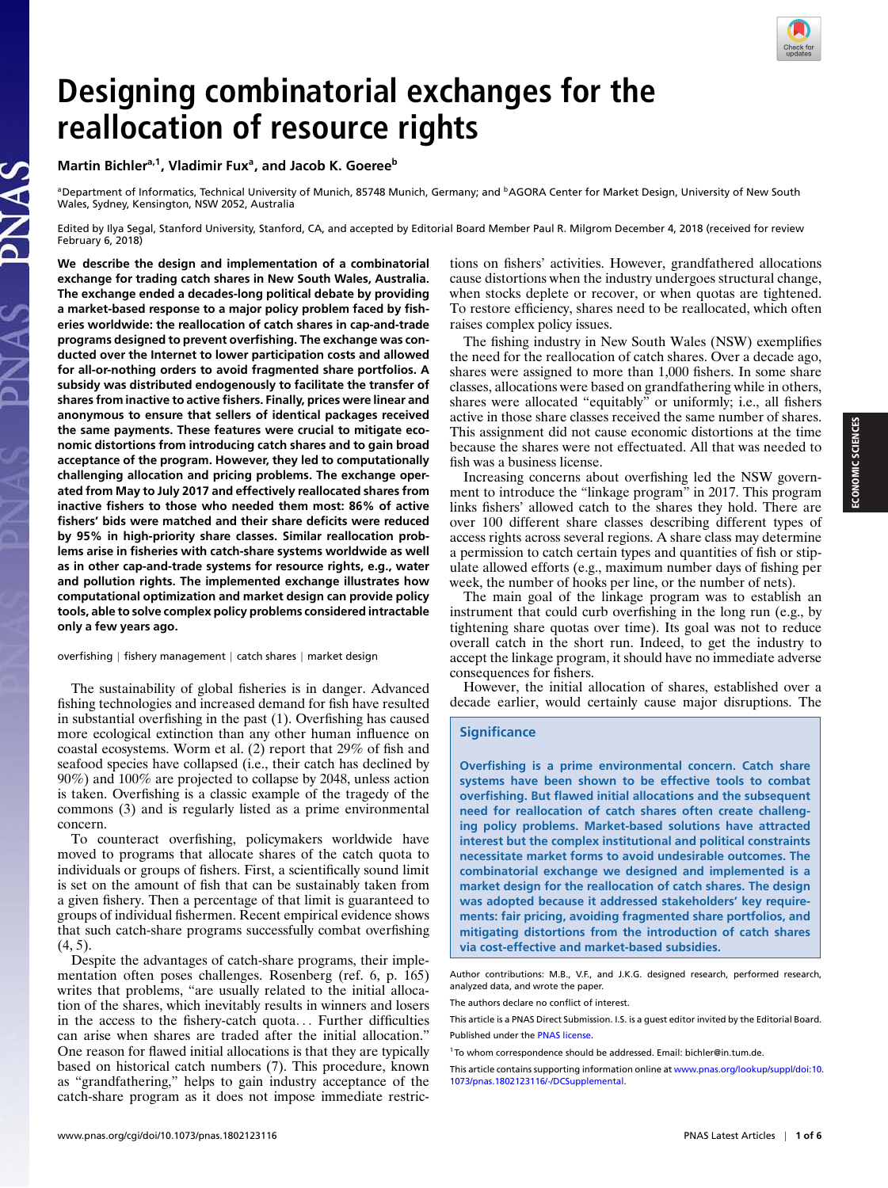# Designing combinatorial exchanges for the reallocation of resource rights

**Martin Bichler**[a,1], **Vladimir Fux**[a], **and Jacob K. Goeree**[b]

[a]Department of Informatics, Technical University of Munich, 85748 Munich, Germany; and [b]AGORA Center for Market Design, University of New South Wales, Sydney, Kensington, NSW 2052, Australia

Edited by Ilya Segal, Stanford University, Stanford, CA, and accepted by Editorial Board Member Paul R. Milgrom December 4, 2018 (received for review February 6, 2018)

**We describe the design and implementation of a combinatorial exchange for trading catch shares in New South Wales, Australia. The exchange ended a decades-long political debate by providing a market-based response to a major policy problem faced by fisheries worldwide: the reallocation of catch shares in cap-and-trade programs designed to prevent overfishing. The exchange was conducted over the Internet to lower participation costs and allowed for all-or-nothing orders to avoid fragmented share portfolios. A subsidy was distributed endogenously to facilitate the transfer of shares from inactive to active fishers. Finally, prices were linear and anonymous to ensure that sellers of identical packages received the same payments. These features were crucial to mitigate economic distortions from introducing catch shares and to gain broad acceptance of the program. However, they led to computationally challenging allocation and pricing problems. The exchange operated from May to July 2017 and effectively reallocated shares from inactive fishers to those who needed them most: 86% of active fishers' bids were matched and their share deficits were reduced by 95% in high-priority share classes. Similar reallocation problems arise in fisheries with catch-share systems worldwide as well as in other cap-and-trade systems for resource rights, e.g., water and pollution rights. The implemented exchange illustrates how computational optimization and market design can provide policy tools, able to solve complex policy problems considered intractable only a few years ago.**

overfishing | fishery management | catch shares | market design

The sustainability of global fisheries is in danger. Advanced fishing technologies and increased demand for fish have resulted in substantial overfishing in the past (1). Overfishing has caused more ecological extinction than any other human influence on coastal ecosystems. Worm et al. (2) report that 29% of fish and seafood species have collapsed (i.e., their catch has declined by 90%) and 100% are projected to collapse by 2048, unless action is taken. Overfishing is a classic example of the tragedy of the commons (3) and is regularly listed as a prime environmental concern.

To counteract overfishing, policymakers worldwide have moved to programs that allocate shares of the catch quota to individuals or groups of fishers. First, a scientifically sound limit is set on the amount of fish that can be sustainably taken from a given fishery. Then a percentage of that limit is guaranteed to groups of individual fishermen. Recent empirical evidence shows that such catch-share programs successfully combat overfishing (4, 5).

Despite the advantages of catch-share programs, their implementation often poses challenges. Rosenberg (ref. 6, p. 165) writes that problems, "are usually related to the initial allocation of the shares, which inevitably results in winners and losers in the access to the fishery-catch quota… Further difficulties can arise when shares are traded after the initial allocation." One reason for flawed initial allocations is that they are typically based on historical catch numbers (7). This procedure, known as "grandfathering," helps to gain industry acceptance of the catch-share program as it does not impose immediate restrictions on fishers' activities. However, grandfathered allocations cause distortions when the industry undergoes structural change, when stocks deplete or recover, or when quotas are tightened. To restore efficiency, shares need to be reallocated, which often raises complex policy issues.

The fishing industry in New South Wales (NSW) exemplifies the need for the reallocation of catch shares. Over a decade ago, shares were assigned to more than 1,000 fishers. In some share classes, allocations were based on grandfathering while in others, shares were allocated "equitably" or uniformly; i.e., all fishers active in those share classes received the same number of shares. This assignment did not cause economic distortions at the time because the shares were not effectuated. All that was needed to fish was a business license.

Increasing concerns about overfishing led the NSW government to introduce the "linkage program" in 2017. This program links fishers' allowed catch to the shares they hold. There are over 100 different share classes describing different types of access rights across several regions. A share class may determine a permission to catch certain types and quantities of fish or stipulate allowed efforts (e.g., maximum number days of fishing per week, the number of hooks per line, or the number of nets).

The main goal of the linkage program was to establish an instrument that could curb overfishing in the long run (e.g., by tightening share quotas over time). Its goal was not to reduce overall catch in the short run. Indeed, to get the industry to accept the linkage program, it should have no immediate adverse consequences for fishers.

However, the initial allocation of shares, established over a decade earlier, would certainly cause major disruptions. The

## Significance

**Overfishing is a prime environmental concern. Catch share systems have been shown to be effective tools to combat overfishing. But flawed initial allocations and the subsequent need for reallocation of catch shares often create challenging policy problems. Market-based solutions have attracted interest but the complex institutional and political constraints necessitate market forms to avoid undesirable outcomes. The combinatorial exchange we designed and implemented is a market design for the reallocation of catch shares. The design was adopted because it addressed stakeholders' key requirements: fair pricing, avoiding fragmented share portfolios, and mitigating distortions from the introduction of catch shares via cost-effective and market-based subsidies.**

Author contributions: M.B., V.F., and J.K.G. designed research, performed research, analyzed data, and wrote the paper.

The authors declare no conflict of interest.

This article is a PNAS Direct Submission. I.S. is a guest editor invited by the Editorial Board.

Published under the PNAS license.

[1]To whom correspondence should be addressed. Email: bichler@in.tum.de.

This article contains supporting information online at www.pnas.org/lookup/suppl/doi:10.1073/pnas.1802123116/-/DCSupplemental.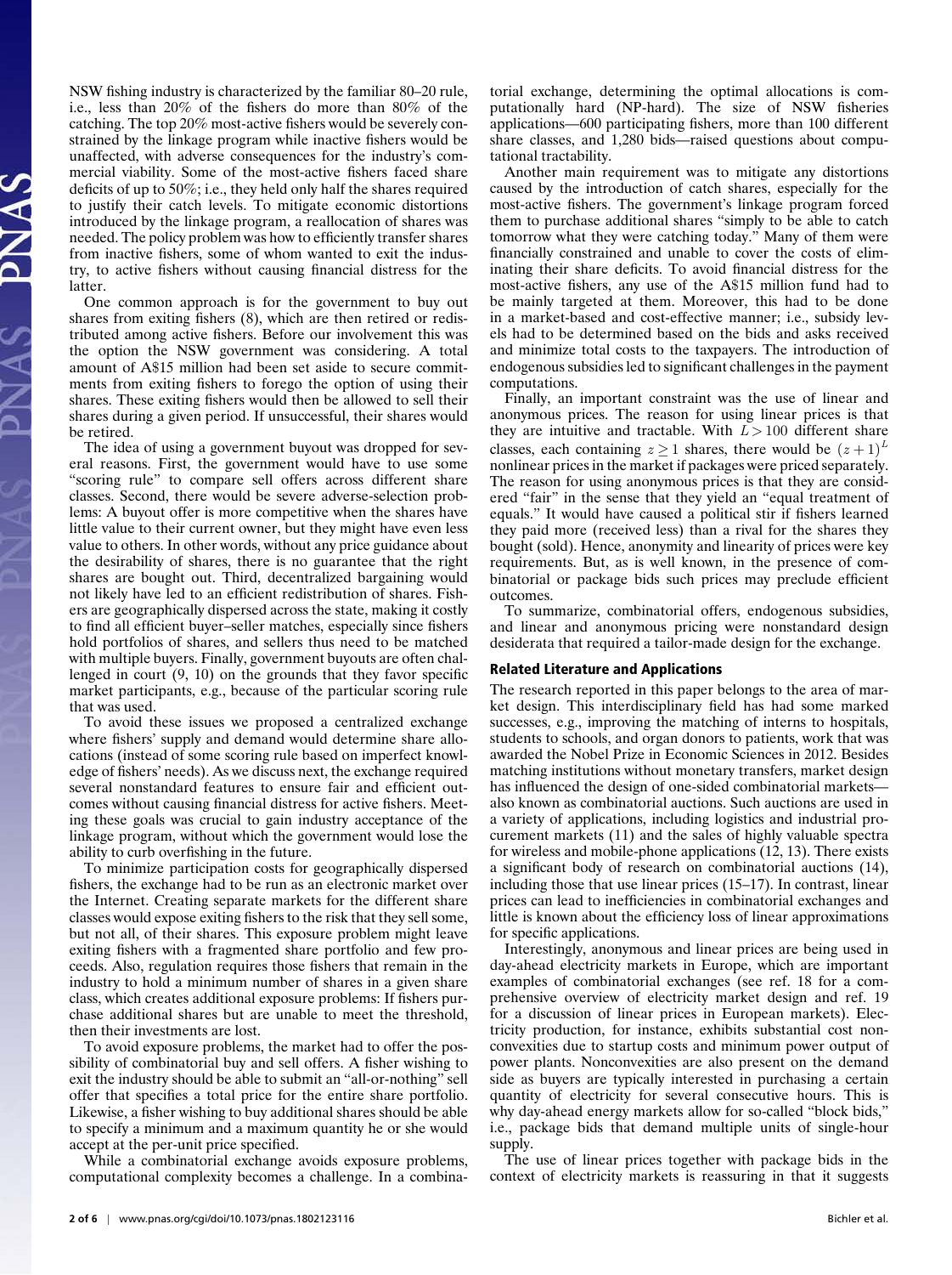NSW fishing industry is characterized by the familiar 80–20 rule, i.e., less than 20% of the fishers do more than 80% of the catching. The top 20% most-active fishers would be severely constrained by the linkage program while inactive fishers would be unaffected, with adverse consequences for the industry's commercial viability. Some of the most-active fishers faced share deficits of up to 50%; i.e., they held only half the shares required to justify their catch levels. To mitigate economic distortions introduced by the linkage program, a reallocation of shares was needed. The policy problem was how to efficiently transfer shares from inactive fishers, some of whom wanted to exit the industry, to active fishers without causing financial distress for the latter.

One common approach is for the government to buy out shares from exiting fishers (8), which are then retired or redistributed among active fishers. Before our involvement this was the option the NSW government was considering. A total amount of A$15 million had been set aside to secure commitments from exiting fishers to forego the option of using their shares. These exiting fishers would then be allowed to sell their shares during a given period. If unsuccessful, their shares would be retired.

The idea of using a government buyout was dropped for several reasons. First, the government would have to use some "scoring rule" to compare sell offers across different share classes. Second, there would be severe adverse-selection problems: A buyout offer is more competitive when the shares have little value to their current owner, but they might have even less value to others. In other words, without any price guidance about the desirability of shares, there is no guarantee that the right shares are bought out. Third, decentralized bargaining would not likely have led to an efficient redistribution of shares. Fishers are geographically dispersed across the state, making it costly to find all efficient buyer–seller matches, especially since fishers hold portfolios of shares, and sellers thus need to be matched with multiple buyers. Finally, government buyouts are often challenged in court (9, 10) on the grounds that they favor specific market participants, e.g., because of the particular scoring rule that was used.

To avoid these issues we proposed a centralized exchange where fishers' supply and demand would determine share allocations (instead of some scoring rule based on imperfect knowledge of fishers' needs). As we discuss next, the exchange required several nonstandard features to ensure fair and efficient outcomes without causing financial distress for active fishers. Meeting these goals was crucial to gain industry acceptance of the linkage program, without which the government would lose the ability to curb overfishing in the future.

To minimize participation costs for geographically dispersed fishers, the exchange had to be run as an electronic market over the Internet. Creating separate markets for the different share classes would expose exiting fishers to the risk that they sell some, but not all, of their shares. This exposure problem might leave exiting fishers with a fragmented share portfolio and few proceeds. Also, regulation requires those fishers that remain in the industry to hold a minimum number of shares in a given share class, which creates additional exposure problems: If fishers purchase additional shares but are unable to meet the threshold, then their investments are lost.

To avoid exposure problems, the market had to offer the possibility of combinatorial buy and sell offers. A fisher wishing to exit the industry should be able to submit an "all-or-nothing" sell offer that specifies a total price for the entire share portfolio. Likewise, a fisher wishing to buy additional shares should be able to specify a minimum and a maximum quantity he or she would accept at the per-unit price specified.

While a combinatorial exchange avoids exposure problems, computational complexity becomes a challenge. In a combinatorial exchange, determining the optimal allocations is computationally hard (NP-hard). The size of NSW fisheries applications—600 participating fishers, more than 100 different share classes, and 1,280 bids—raised questions about computational tractability.

Another main requirement was to mitigate any distortions caused by the introduction of catch shares, especially for the most-active fishers. The government's linkage program forced them to purchase additional shares "simply to be able to catch tomorrow what they were catching today." Many of them were financially constrained and unable to cover the costs of eliminating their share deficits. To avoid financial distress for the most-active fishers, any use of the A$15 million fund had to be mainly targeted at them. Moreover, this had to be done in a market-based and cost-effective manner; i.e., subsidy levels had to be determined based on the bids and asks received and minimize total costs to the taxpayers. The introduction of endogenous subsidies led to significant challenges in the payment computations.

Finally, an important constraint was the use of linear and anonymous prices. The reason for using linear prices is that they are intuitive and tractable. With $L > 100$ different share classes, each containing $z \geq 1$ shares, there would be $(z+1)^L$ nonlinear prices in the market if packages were priced separately. The reason for using anonymous prices is that they are considered "fair" in the sense that they yield an "equal treatment of equals." It would have caused a political stir if fishers learned they paid more (received less) than a rival for the shares they bought (sold). Hence, anonymity and linearity of prices were key requirements. But, as is well known, in the presence of combinatorial or package bids such prices may preclude efficient outcomes.

To summarize, combinatorial offers, endogenous subsidies, and linear and anonymous pricing were nonstandard design desiderata that required a tailor-made design for the exchange.

## Related Literature and Applications

The research reported in this paper belongs to the area of market design. This interdisciplinary field has had some marked successes, e.g., improving the matching of interns to hospitals, students to schools, and organ donors to patients, work that was awarded the Nobel Prize in Economic Sciences in 2012. Besides matching institutions without monetary transfers, market design has influenced the design of one-sided combinatorial markets—also known as combinatorial auctions. Such auctions are used in a variety of applications, including logistics and industrial procurement markets (11) and the sales of highly valuable spectra for wireless and mobile-phone applications (12, 13). There exists a significant body of research on combinatorial auctions (14), including those that use linear prices (15–17). In contrast, linear prices can lead to inefficiencies in combinatorial exchanges and little is known about the efficiency loss of linear approximations for specific applications.

Interestingly, anonymous and linear prices are being used in day-ahead electricity markets in Europe, which are important examples of combinatorial exchanges (see ref. 18 for a comprehensive overview of electricity market design and ref. 19 for a discussion of linear prices in European markets). Electricity production, for instance, exhibits substantial cost nonconvexities due to startup costs and minimum power output of power plants. Nonconvexities are also present on the demand side as buyers are typically interested in purchasing a certain quantity of electricity for several consecutive hours. This is why day-ahead energy markets allow for so-called "block bids," i.e., package bids that demand multiple units of single-hour supply.

The use of linear prices together with package bids in the context of electricity markets is reassuring in that it suggests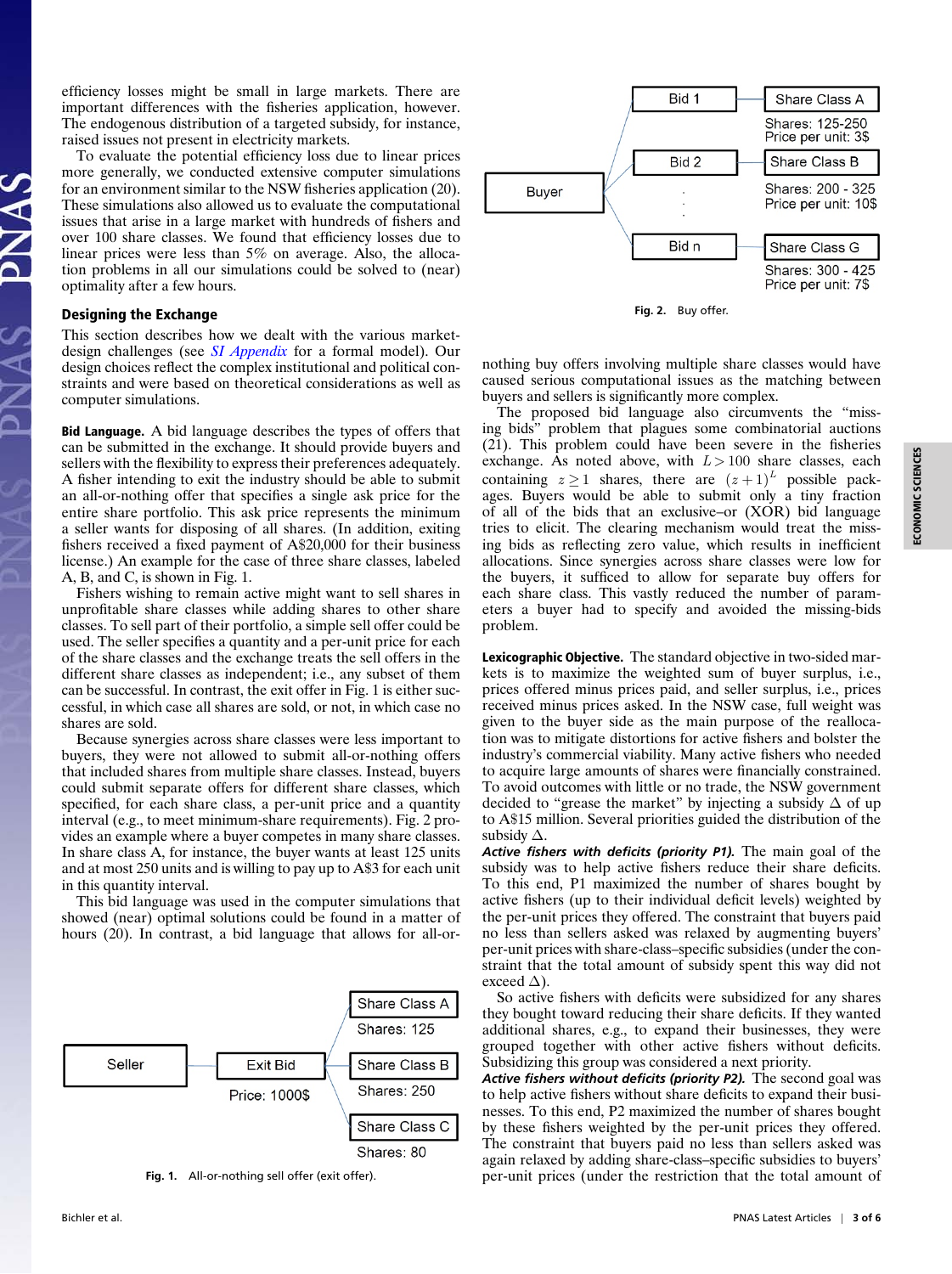efficiency losses might be small in large markets. There are important differences with the fisheries application, however. The endogenous distribution of a targeted subsidy, for instance, raised issues not present in electricity markets.

To evaluate the potential efficiency loss due to linear prices more generally, we conducted extensive computer simulations for an environment similar to the NSW fisheries application (20). These simulations also allowed us to evaluate the computational issues that arise in a large market with hundreds of fishers and over 100 share classes. We found that efficiency losses due to linear prices were less than 5% on average. Also, the allocation problems in all our simulations could be solved to (near) optimality after a few hours.

## Designing the Exchange

This section describes how we dealt with the various market-design challenges (see *SI Appendix* for a formal model). Our design choices reflect the complex institutional and political constraints and were based on theoretical considerations as well as computer simulations.

**Bid Language.** A bid language describes the types of offers that can be submitted in the exchange. It should provide buyers and sellers with the flexibility to express their preferences adequately. A fisher intending to exit the industry should be able to submit an all-or-nothing offer that specifies a single ask price for the entire share portfolio. This ask price represents the minimum a seller wants for disposing of all shares. (In addition, exiting fishers received a fixed payment of A$20,000 for their business license.) An example for the case of three share classes, labeled A, B, and C, is shown in Fig. 1.

Fishers wishing to remain active might want to sell shares in unprofitable share classes while adding shares to other share classes. To sell part of their portfolio, a simple sell offer could be used. The seller specifies a quantity and a per-unit price for each of the share classes and the exchange treats the sell offers in the different share classes as independent; i.e., any subset of them can be successful. In contrast, the exit offer in Fig. 1 is either successful, in which case all shares are sold, or not, in which case no shares are sold.

Because synergies across share classes were less important to buyers, they were not allowed to submit all-or-nothing offers that included shares from multiple share classes. Instead, buyers could submit separate offers for different share classes, which specified, for each share class, a per-unit price and a quantity interval (e.g., to meet minimum-share requirements). Fig. 2 provides an example where a buyer competes in many share classes. In share class A, for instance, the buyer wants at least 125 units and at most 250 units and is willing to pay up to A$3 for each unit in this quantity interval.

This bid language was used in the computer simulations that showed (near) optimal solutions could be found in a matter of hours (20). In contrast, a bid language that allows for all-or-nothing buy offers involving multiple share classes would have caused serious computational issues as the matching between buyers and sellers is significantly more complex.

Seller — Exit Bid (Price: 1000$) — Share Class A (Shares: 125); Share Class B (Shares: 250); Share Class C (Shares: 80)

**Fig. 1.** All-or-nothing sell offer (exit offer).

Buyer — Bid 1 — Share Class A (Shares: 125-250, Price per unit: 3$); Bid 2 — Share Class B (Shares: 200 - 325, Price per unit: 10$); ... Bid n — Share Class G (Shares: 300 - 425, Price per unit: 7$)

**Fig. 2.** Buy offer.

The proposed bid language also circumvents the "missing bids" problem that plagues some combinatorial auctions (21). This problem could have been severe in the fisheries exchange. As noted above, with $L > 100$ share classes, each containing $z \geq 1$ shares, there are $(z+1)^L$ possible packages. Buyers would be able to submit only a tiny fraction of all of the bids that an exclusive–or (XOR) bid language tries to elicit. The clearing mechanism would treat the missing bids as reflecting zero value, which results in inefficient allocations. Since synergies across share classes were low for the buyers, it sufficed to allow for separate buy offers for each share class. This vastly reduced the number of parameters a buyer had to specify and avoided the missing-bids problem.

**Lexicographic Objective.** The standard objective in two-sided markets is to maximize the weighted sum of buyer surplus, i.e., prices offered minus prices paid, and seller surplus, i.e., prices received minus prices asked. In the NSW case, full weight was given to the buyer side as the main purpose of the reallocation was to mitigate distortions for active fishers and bolster the industry's commercial viability. Many active fishers who needed to acquire large amounts of shares were financially constrained. To avoid outcomes with little or no trade, the NSW government decided to "grease the market" by injecting a subsidy $\Delta$ of up to A$15 million. Several priorities guided the distribution of the subsidy $\Delta$.

***Active fishers with deficits (priority P1).*** The main goal of the subsidy was to help active fishers reduce their share deficits. To this end, P1 maximized the number of shares bought by active fishers (up to their individual deficit levels) weighted by the per-unit prices they offered. The constraint that buyers paid no less than sellers asked was relaxed by augmenting buyers' per-unit prices with share-class–specific subsidies (under the constraint that the total amount of subsidy spent this way did not exceed $\Delta$).

So active fishers with deficits were subsidized for any shares they bought toward reducing their share deficits. If they wanted additional shares, e.g., to expand their businesses, they were grouped together with other active fishers without deficits. Subsidizing this group was considered a next priority.

***Active fishers without deficits (priority P2).*** The second goal was to help active fishers without share deficits to expand their businesses. To this end, P2 maximized the number of shares bought by these fishers weighted by the per-unit prices they offered. The constraint that buyers paid no less than sellers asked was again relaxed by adding share-class–specific subsidies to buyers' per-unit prices (under the restriction that the total amount of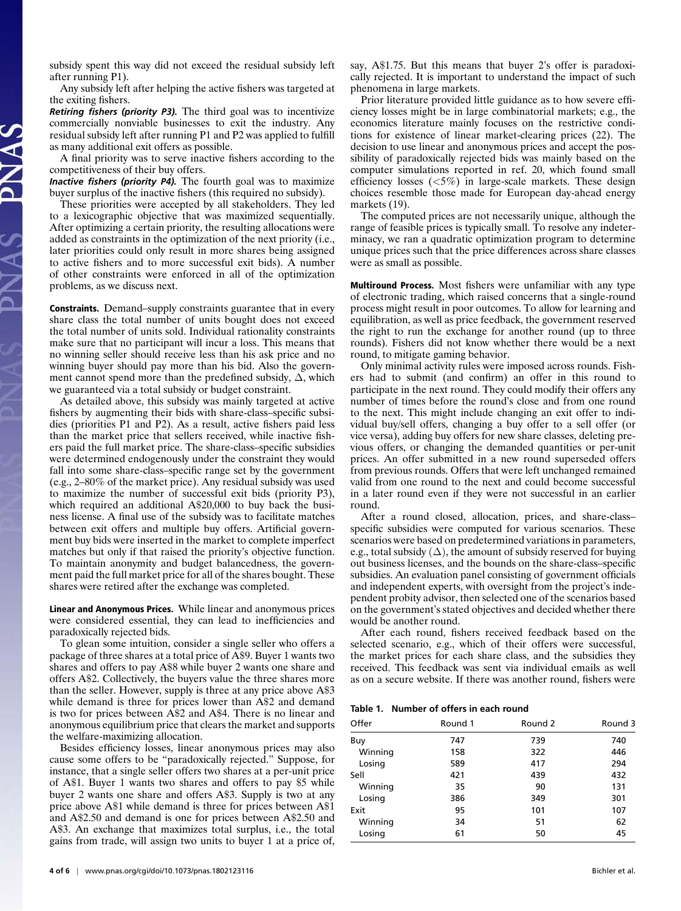subsidy spent this way did not exceed the residual subsidy left after running P1).

Any subsidy left after helping the active fishers was targeted at the exiting fishers.

***Retiring fishers (priority P3).*** The third goal was to incentivize commercially nonviable businesses to exit the industry. Any residual subsidy left after running P1 and P2 was applied to fulfill as many additional exit offers as possible.

A final priority was to serve inactive fishers according to the competitiveness of their buy offers.

***Inactive fishers (priority P4).*** The fourth goal was to maximize buyer surplus of the inactive fishers (this required no subsidy).

These priorities were accepted by all stakeholders. They led to a lexicographic objective that was maximized sequentially. After optimizing a certain priority, the resulting allocations were added as constraints in the optimization of the next priority (i.e., later priorities could only result in more shares being assigned to active fishers and to more successful exit bids). A number of other constraints were enforced in all of the optimization problems, as we discuss next.

**Constraints.** Demand–supply constraints guarantee that in every share class the total number of units bought does not exceed the total number of units sold. Individual rationality constraints make sure that no participant will incur a loss. This means that no winning seller should receive less than his ask price and no winning buyer should pay more than his bid. Also the government cannot spend more than the predefined subsidy, $\Delta$, which we guaranteed via a total subsidy or budget constraint.

As detailed above, this subsidy was mainly targeted at active fishers by augmenting their bids with share-class–specific subsidies (priorities P1 and P2). As a result, active fishers paid less than the market price that sellers received, while inactive fishers paid the full market price. The share-class–specific subsidies were determined endogenously under the constraint they would fall into some share-class–specific range set by the government (e.g., 2–80% of the market price). Any residual subsidy was used to maximize the number of successful exit bids (priority P3), which required an additional A$20,000 to buy back the business license. A final use of the subsidy was to facilitate matches between exit offers and multiple buy offers. Artificial government buy bids were inserted in the market to complete imperfect matches but only if that raised the priority's objective function. To maintain anonymity and budget balancedness, the government paid the full market price for all of the shares bought. These shares were retired after the exchange was completed.

**Linear and Anonymous Prices.** While linear and anonymous prices were considered essential, they can lead to inefficiencies and paradoxically rejected bids.

To glean some intuition, consider a single seller who offers a package of three shares at a total price of A$9. Buyer 1 wants two shares and offers to pay A$8 while buyer 2 wants one share and offers A$2. Collectively, the buyers value the three shares more than the seller. However, supply is three at any price above A$3 while demand is three for prices lower than A$2 and demand is two for prices between A$2 and A$4. There is no linear and anonymous equilibrium price that clears the market and supports the welfare-maximizing allocation.

Besides efficiency losses, linear anonymous prices may also cause some offers to be "paradoxically rejected." Suppose, for instance, that a single seller offers two shares at a per-unit price of A$1. Buyer 1 wants two shares and offers to pay $5 while buyer 2 wants one share and offers A$3. Supply is two at any price above A$1 while demand is three for prices between A$1 and A$2.50 and demand is one for prices between A$2.50 and A$3. An exchange that maximizes total surplus, i.e., the total gains from trade, will assign two units to buyer 1 at a price of, say, A$1.75. But this means that buyer 2's offer is paradoxically rejected. It is important to understand the impact of such phenomena in large markets.

Prior literature provided little guidance as to how severe efficiency losses might be in large combinatorial markets; e.g., the economics literature mainly focuses on the restrictive conditions for existence of linear market-clearing prices (22). The decision to use linear and anonymous prices and accept the possibility of paradoxically rejected bids was mainly based on the computer simulations reported in ref. 20, which found small efficiency losses ($<5\%$) in large-scale markets. These design choices resemble those made for European day-ahead energy markets (19).

The computed prices are not necessarily unique, although the range of feasible prices is typically small. To resolve any indeterminacy, we ran a quadratic optimization program to determine unique prices such that the price differences across share classes were as small as possible.

**Multiround Process.** Most fishers were unfamiliar with any type of electronic trading, which raised concerns that a single-round process might result in poor outcomes. To allow for learning and equilibration, as well as price feedback, the government reserved the right to run the exchange for another round (up to three rounds). Fishers did not know whether there would be a next round, to mitigate gaming behavior.

Only minimal activity rules were imposed across rounds. Fishers had to submit (and confirm) an offer in this round to participate in the next round. They could modify their offers any number of times before the round's close and from one round to the next. This might include changing an exit offer to individual buy/sell offers, changing a buy offer to a sell offer (or vice versa), adding buy offers for new share classes, deleting previous offers, or changing the demanded quantities or per-unit prices. An offer submitted in a new round superseded offers from previous rounds. Offers that were left unchanged remained valid from one round to the next and could become successful in a later round even if they were not successful in an earlier round.

After a round closed, allocation, prices, and share-class–specific subsidies were computed for various scenarios. These scenarios were based on predetermined variations in parameters, e.g., total subsidy ($\Delta$), the amount of subsidy reserved for buying out business licenses, and the bounds on the share-class–specific subsidies. An evaluation panel consisting of government officials and independent experts, with oversight from the project's independent probity advisor, then selected one of the scenarios based on the government's stated objectives and decided whether there would be another round.

After each round, fishers received feedback based on the selected scenario, e.g., which of their offers were successful, the market prices for each share class, and the subsidies they received. This feedback was sent via individual emails as well as on a secure website. If there was another round, fishers were

**Table 1. Number of offers in each round**

| Offer | Round 1 | Round 2 | Round 3 |
|---|---|---|---|
| Buy | 747 | 739 | 740 |
| Winning | 158 | 322 | 446 |
| Losing | 589 | 417 | 294 |
| Sell | 421 | 439 | 432 |
| Winning | 35 | 90 | 131 |
| Losing | 386 | 349 | 301 |
| Exit | 95 | 101 | 107 |
| Winning | 34 | 51 | 62 |
| Losing | 61 | 50 | 45 |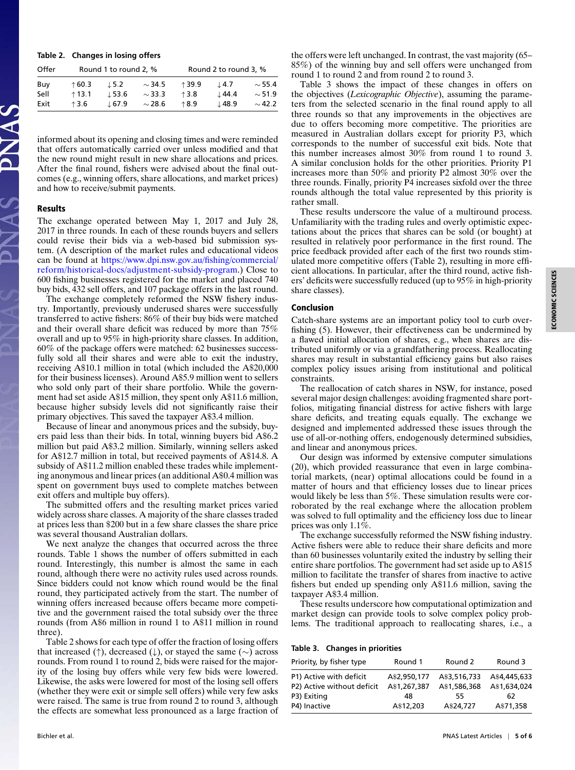**Table 2. Changes in losing offers**

| Offer | Round 1 to round 2, % | | | Round 2 to round 3, % | | |
|---|---|---|---|---|---|---|
| Buy | ↑60.3 | ↓5.2 | ∼34.5 | ↑39.9 | ↓4.7 | ∼55.4 |
| Sell | ↑13.1 | ↓53.6 | ∼33.3 | ↑3.8 | ↓44.4 | ∼51.9 |
| Exit | ↑3.6 | ↓67.9 | ∼28.6 | ↑8.9 | ↓48.9 | ∼42.2 |

informed about its opening and closing times and were reminded that offers automatically carried over unless modified and that the new round might result in new share allocations and prices. After the final round, fishers were advised about the final outcomes (e.g., winning offers, share allocations, and market prices) and how to receive/submit payments.

### Results

The exchange operated between May 1, 2017 and July 28, 2017 in three rounds. In each of these rounds buyers and sellers could revise their bids via a web-based bid submission system. (A description of the market rules and educational videos can be found at https://www.dpi.nsw.gov.au/fishing/commercial/reform/historical-docs/adjustment-subsidy-program.) Close to 600 fishing businesses registered for the market and placed 740 buy bids, 432 sell offers, and 107 package offers in the last round.

The exchange completely reformed the NSW fishery industry. Importantly, previously underused shares were successfully transferred to active fishers: 86% of their buy bids were matched and their overall share deficit was reduced by more than 75% overall and up to 95% in high-priority share classes. In addition, 60% of the package offers were matched: 62 businesses successfully sold all their shares and were able to exit the industry, receiving A$10.1 million in total (which included the A$20,000 for their business licenses). Around A$5.9 million went to sellers who sold only part of their share portfolio. While the government had set aside A$15 million, they spent only A$11.6 million, because higher subsidy levels did not significantly raise their primary objectives. This saved the taxpayer A$3.4 million.

Because of linear and anonymous prices and the subsidy, buyers paid less than their bids. In total, winning buyers bid A$6.2 million but paid A$3.2 million. Similarly, winning sellers asked for A$12.7 million in total, but received payments of A$14.8. A subsidy of A$11.2 million enabled these trades while implementing anonymous and linear prices (an additional A$0.4 million was spent on government buys used to complete matches between exit offers and multiple buy offers).

The submitted offers and the resulting market prices varied widely across share classes. A majority of the share classes traded at prices less than $200 but in a few share classes the share price was several thousand Australian dollars.

We next analyze the changes that occurred across the three rounds. Table 1 shows the number of offers submitted in each round. Interestingly, this number is almost the same in each round, although there were no activity rules used across rounds. Since bidders could not know which round would be the final round, they participated actively from the start. The number of winning offers increased because offers became more competitive and the government raised the total subsidy over the three rounds (from A$6 million in round 1 to A$11 million in round three).

Table 2 shows for each type of offer the fraction of losing offers that increased (↑), decreased (↓), or stayed the same (∼) across rounds. From round 1 to round 2, bids were raised for the majority of the losing buy offers while very few bids were lowered. Likewise, the asks were lowered for most of the losing sell offers (whether they were exit or simple sell offers) while very few asks were raised. The same is true from round 2 to round 3, although the effects are somewhat less pronounced as a large fraction of the offers were left unchanged. In contrast, the vast majority (65–85%) of the winning buy and sell offers were unchanged from round 1 to round 2 and from round 2 to round 3.

Table 3 shows the impact of these changes in offers on the objectives (*Lexicographic Objective*), assuming the parameters from the selected scenario in the final round apply to all three rounds so that any improvements in the objectives are due to offers becoming more competitive. The priorities are measured in Australian dollars except for priority P3, which corresponds to the number of successful exit bids. Note that this number increases almost 30% from round 1 to round 3. A similar conclusion holds for the other priorities. Priority P1 increases more than 50% and priority P2 almost 30% over the three rounds. Finally, priority P4 increases sixfold over the three rounds although the total value represented by this priority is rather small.

These results underscore the value of a multiround process. Unfamiliarity with the trading rules and overly optimistic expectations about the prices that shares can be sold (or bought) at resulted in relatively poor performance in the first round. The price feedback provided after each of the first two rounds stimulated more competitive offers (Table 2), resulting in more efficient allocations. In particular, after the third round, active fishers' deficits were successfully reduced (up to 95% in high-priority share classes).

### Conclusion

Catch-share systems are an important policy tool to curb overfishing (5). However, their effectiveness can be undermined by a flawed initial allocation of shares, e.g., when shares are distributed uniformly or via a grandfathering process. Reallocating shares may result in substantial efficiency gains but also raises complex policy issues arising from institutional and political constraints.

The reallocation of catch shares in NSW, for instance, posed several major design challenges: avoiding fragmented share portfolios, mitigating financial distress for active fishers with large share deficits, and treating equals equally. The exchange we designed and implemented addressed these issues through the use of all-or-nothing offers, endogenously determined subsidies, and linear and anonymous prices.

Our design was informed by extensive computer simulations (20), which provided reassurance that even in large combinatorial markets, (near) optimal allocations could be found in a matter of hours and that efficiency losses due to linear prices would likely be less than 5%. These simulation results were corroborated by the real exchange where the allocation problem was solved to full optimality and the efficiency loss due to linear prices was only 1.1%.

The exchange successfully reformed the NSW fishing industry. Active fishers were able to reduce their share deficits and more than 60 businesses voluntarily exited the industry by selling their entire share portfolios. The government had set aside up to A$15 million to facilitate the transfer of shares from inactive to active fishers but ended up spending only A$11.6 million, saving the taxpayer A$3.4 million.

These results underscore how computational optimization and market design can provide tools to solve complex policy problems. The traditional approach to reallocating shares, i.e., a

**Table 3. Changes in priorities**

| Priority, by fisher type | Round 1 | Round 2 | Round 3 |
|---|---|---|---|
| P1) Active with deficit | A$2,950,177 | A$3,516,733 | A$4,445,633 |
| P2) Active without deficit | A$1,267,387 | A$1,586,368 | A$1,634,024 |
| P3) Exiting | 48 | 55 | 62 |
| P4) Inactive | A$12,203 | A$24,727 | A$71,358 |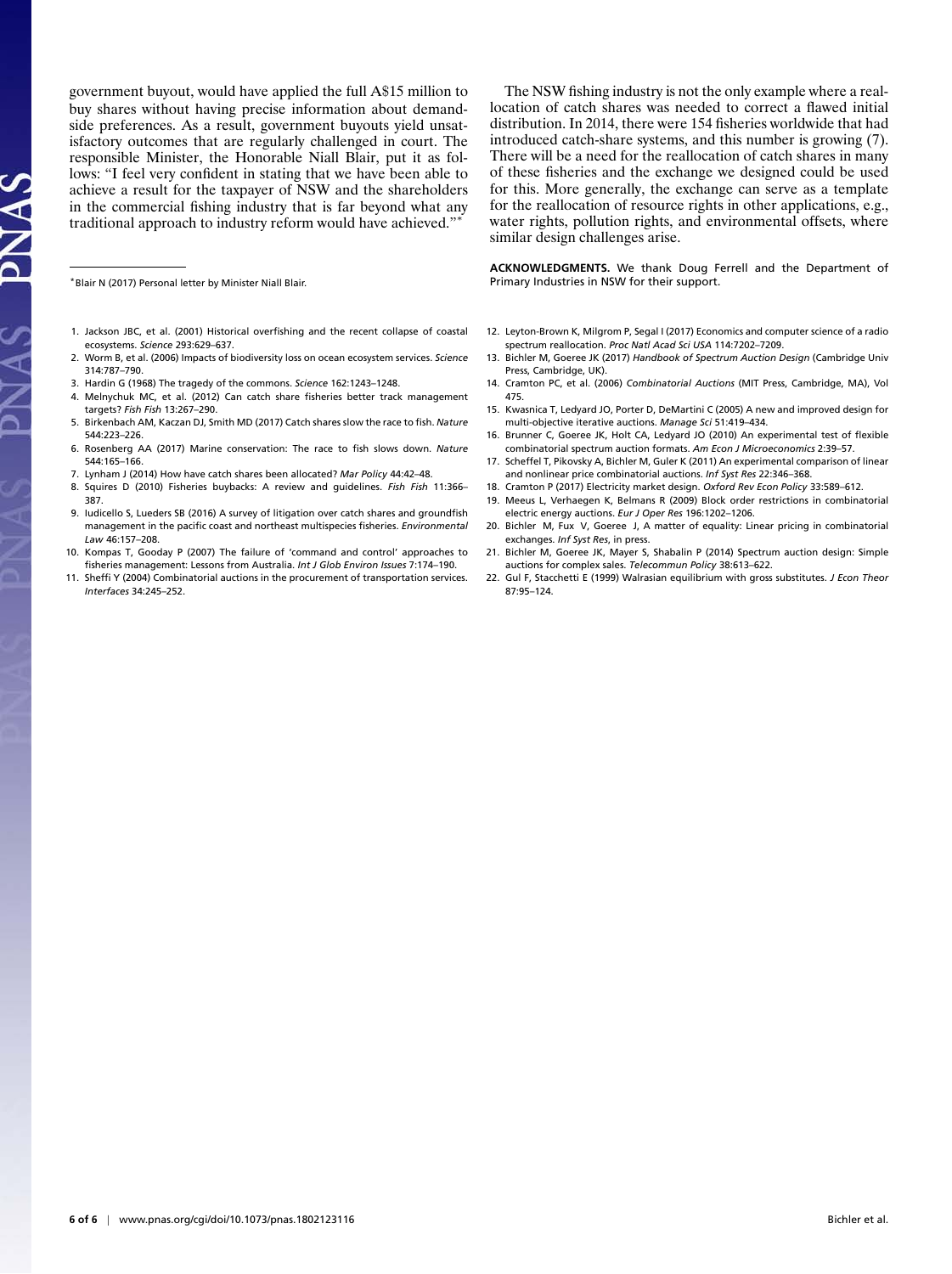government buyout, would have applied the full A$15 million to buy shares without having precise information about demand-side preferences. As a result, government buyouts yield unsatisfactory outcomes that are regularly challenged in court. The responsible Minister, the Honorable Niall Blair, put it as follows: "I feel very confident in stating that we have been able to achieve a result for the taxpayer of NSW and the shareholders in the commercial fishing industry that is far beyond what any traditional approach to industry reform would have achieved."*

The NSW fishing industry is not the only example where a reallocation of catch shares was needed to correct a flawed initial distribution. In 2014, there were 154 fisheries worldwide that had introduced catch-share systems, and this number is growing (7). There will be a need for the reallocation of catch shares in many of these fisheries and the exchange we designed could be used for this. More generally, the exchange can serve as a template for the reallocation of resource rights in other applications, e.g., water rights, pollution rights, and environmental offsets, where similar design challenges arise.

**ACKNOWLEDGMENTS.** We thank Doug Ferrell and the Department of Primary Industries in NSW for their support.

*Blair N (2017) Personal letter by Minister Niall Blair.

1. Jackson JBC, et al. (2001) Historical overfishing and the recent collapse of coastal ecosystems. *Science* 293:629–637.
2. Worm B, et al. (2006) Impacts of biodiversity loss on ocean ecosystem services. *Science* 314:787–790.
3. Hardin G (1968) The tragedy of the commons. *Science* 162:1243–1248.
4. Melnychuk MC, et al. (2012) Can catch share fisheries better track management targets? *Fish Fish* 13:267–290.
5. Birkenbach AM, Kaczan DJ, Smith MD (2017) Catch shares slow the race to fish. *Nature* 544:223–226.
6. Rosenberg AA (2017) Marine conservation: The race to fish slows down. *Nature* 544:165–166.
7. Lynham J (2014) How have catch shares been allocated? *Mar Policy* 44:42–48.
8. Squires D (2010) Fisheries buybacks: A review and guidelines. *Fish Fish* 11:366–387.
9. Iudicello S, Lueders SB (2016) A survey of litigation over catch shares and groundfish management in the pacific coast and northeast multispecies fisheries. *Environmental Law* 46:157–208.
10. Kompas T, Gooday P (2007) The failure of 'command and control' approaches to fisheries management: Lessons from Australia. *Int J Glob Environ Issues* 7:174–190.
11. Sheffi Y (2004) Combinatorial auctions in the procurement of transportation services. *Interfaces* 34:245–252.
12. Leyton-Brown K, Milgrom P, Segal I (2017) Economics and computer science of a radio spectrum reallocation. *Proc Natl Acad Sci USA* 114:7202–7209.
13. Bichler M, Goeree JK (2017) *Handbook of Spectrum Auction Design* (Cambridge Univ Press, Cambridge, UK).
14. Cramton PC, et al. (2006) *Combinatorial Auctions* (MIT Press, Cambridge, MA), Vol 475.
15. Kwasnica T, Ledyard JO, Porter D, DeMartini C (2005) A new and improved design for multi-objective iterative auctions. *Manage Sci* 51:419–434.
16. Brunner C, Goeree JK, Holt CA, Ledyard JO (2010) An experimental test of flexible combinatorial spectrum auction formats. *Am Econ J Microeconomics* 2:39–57.
17. Scheffel T, Pikovsky A, Bichler M, Guler K (2011) An experimental comparison of linear and nonlinear price combinatorial auctions. *Inf Syst Res* 22:346–368.
18. Cramton P (2017) Electricity market design. *Oxford Rev Econ Policy* 33:589–612.
19. Meeus L, Verhaegen K, Belmans R (2009) Block order restrictions in combinatorial electric energy auctions. *Eur J Oper Res* 196:1202–1206.
20. Bichler M, Fux V, Goeree J, A matter of equality: Linear pricing in combinatorial exchanges. *Inf Syst Res*, in press.
21. Bichler M, Goeree JK, Mayer S, Shabalin P (2014) Spectrum auction design: Simple auctions for complex sales. *Telecommun Policy* 38:613–622.
22. Gul F, Stacchetti E (1999) Walrasian equilibrium with gross substitutes. *J Econ Theor* 87:95–124.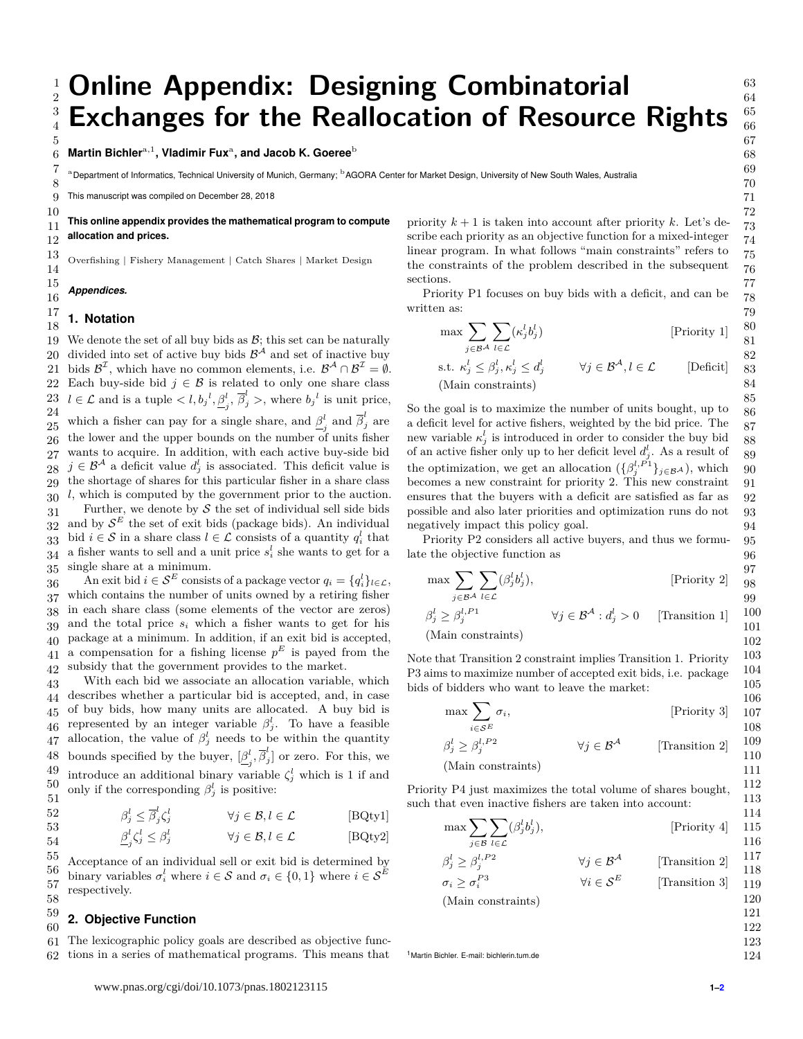# Online Appendix: Designing Combinatorial Exchanges for the Reallocation of Resource Rights

**Martin Bichler**[a,1], **Vladimir Fux**[a], **and Jacob K. Goeree**[b]

[a]Department of Informatics, Technical University of Munich, Germany; [b]AGORA Center for Market Design, University of New South Wales, Australia

This manuscript was compiled on December 28, 2018

**This online appendix provides the mathematical program to compute allocation and prices.**

Overfishing | Fishery Management | Catch Shares | Market Design

***Appendices.***

## 1. Notation

We denote the set of all buy bids as $\mathcal{B}$; this set can be naturally divided into set of active buy bids $\mathcal{B}^{\mathcal{A}}$ and set of inactive buy bids $\mathcal{B}^{\mathcal{I}}$, which have no common elements, i.e. $\mathcal{B}^{\mathcal{A}} \cap \mathcal{B}^{\mathcal{I}} = \emptyset$. Each buy-side bid $j \in \mathcal{B}$ is related to only one share class $l \in \mathcal{L}$ and is a tuple $< l, {b_j}^l, \underline{\beta}_j^l, \overline{\beta}_j^l >$, where ${b_j}^l$ is unit price, which a fisher can pay for a single share, and $\underline{\beta}_j^l$ and $\overline{\beta}_j^l$ are the lower and the upper bounds on the number of units fisher wants to acquire. In addition, with each active buy-side bid $j \in \mathcal{B}^{\mathcal{A}}$ a deficit value $d_j^l$ is associated. This deficit value is the shortage of shares for this particular fisher in a share class $l$, which is computed by the government prior to the auction.

Further, we denote by $\mathcal{S}$ the set of individual sell side bids and by $\mathcal{S}^E$ the set of exit bids (package bids). An individual bid $i \in \mathcal{S}$ in a share class $l \in \mathcal{L}$ consists of a quantity $q_i^l$ that a fisher wants to sell and a unit price $s_i^l$ she wants to get for a single share at a minimum.

An exit bid $i \in \mathcal{S}^E$ consists of a package vector $q_i = \{q_i^l\}_{l \in \mathcal{L}}$, which contains the number of units owned by a retiring fisher in each share class (some elements of the vector are zeros) and the total price $s_i$ which a fisher wants to get for his package at a minimum. In addition, if an exit bid is accepted, a compensation for a fishing license $p^E$ is payed from the subsidy that the government provides to the market.

With each bid we associate an allocation variable, which describes whether a particular bid is accepted, and, in case of buy bids, how many units are allocated. A buy bid is represented by an integer variable $\beta_j^l$. To have a feasible allocation, the value of $\beta_j^l$ needs to be within the quantity bounds specified by the buyer, $[\underline{\beta}_j^l, \overline{\beta}_j^l]$ or zero. For this, we introduce an additional binary variable $\zeta_j^l$ which is 1 if and only if the corresponding $\beta_j^l$ is positive:

$$\beta_j^l \leq \overline{\beta}_j^l \zeta_j^l \qquad \forall j \in \mathcal{B}, l \in \mathcal{L} \qquad \text{[BQty1]}$$

$$\underline{\beta}_j^l \zeta_j^l \leq \beta_j^l \qquad \forall j \in \mathcal{B}, l \in \mathcal{L} \qquad \text{[BQty2]}$$

Acceptance of an individual sell or exit bid is determined by binary variables $\sigma_i^l$ where $i \in \mathcal{S}$ and $\sigma_i \in \{0, 1\}$ where $i \in \mathcal{S}^E$ respectively.

## 2. Objective Function

The lexicographic policy goals are described as objective functions in a series of mathematical programs. This means that priority $k+1$ is taken into account after priority $k$. Let's describe each priority as an objective function for a mixed-integer linear program. In what follows "main constraints" refers to the constraints of the problem described in the subsequent sections.

Priority P1 focuses on buy bids with a deficit, and can be written as:

$$\max \sum_{j \in \mathcal{B}^{\mathcal{A}}} \sum_{l \in \mathcal{L}} (\kappa_j^l b_j^l) \qquad \text{[Priority 1]}$$

$$\text{s.t. } \kappa_j^l \leq \beta_j^l, \kappa_j^l \leq d_j^l \qquad \forall j \in \mathcal{B}^{\mathcal{A}}, l \in \mathcal{L} \qquad \text{[Deficit]}$$

(Main constraints)

So the goal is to maximize the number of units bought, up to a deficit level for active fishers, weighted by the bid price. The new variable $\kappa_j^l$ is introduced in order to consider the buy bid of an active fisher only up to her deficit level $d_j^l$. As a result of the optimization, we get an allocation $(\{\beta_j^{l,P1}\}_{j \in \mathcal{B}^{\mathcal{A}}})$, which becomes a new constraint for priority 2. This new constraint ensures that the buyers with a deficit are satisfied as far as possible and also later priorities and optimization runs do not negatively impact this policy goal.

Priority P2 considers all active buyers, and thus we formulate the objective function as

$$\max \sum_{j \in \mathcal{B}^{\mathcal{A}}} \sum_{l \in \mathcal{L}} (\beta_j^l b_j^l), \qquad \text{[Priority 2]}$$

$$\beta_j^l \geq \beta_j^{l,P1} \qquad \forall j \in \mathcal{B}^{\mathcal{A}} : d_j^l > 0 \qquad \text{[Transition 1]}$$

(Main constraints)

Note that Transition 2 constraint implies Transition 1. Priority P3 aims to maximize number of accepted exit bids, i.e. package bids of bidders who want to leave the market:

$$\max \sum_{i \in \mathcal{S}^E} \sigma_i, \qquad \text{[Priority 3]}$$

$$\beta_j^l \geq \beta_j^{l,P2} \qquad \forall j \in \mathcal{B}^{\mathcal{A}} \qquad \text{[Transition 2]}$$

(Main constraints)

Priority P4 just maximizes the total volume of shares bought, such that even inactive fishers are taken into account:

$$\max \sum_{j \in \mathcal{B}} \sum_{l \in \mathcal{L}} (\beta_j^l b_j^l), \qquad \text{[Priority 4]}$$

$$\beta_j^l \geq \beta_j^{l,P2} \qquad \forall j \in \mathcal{B}^{\mathcal{A}} \qquad \text{[Transition 2]}$$

$$\sigma_i \geq \sigma_i^{P3} \qquad \forall i \in \mathcal{S}^E \qquad \text{[Transition 3]}$$

(Main constraints)

[1]Martin Bichler. E-mail: bichlerin.tum.de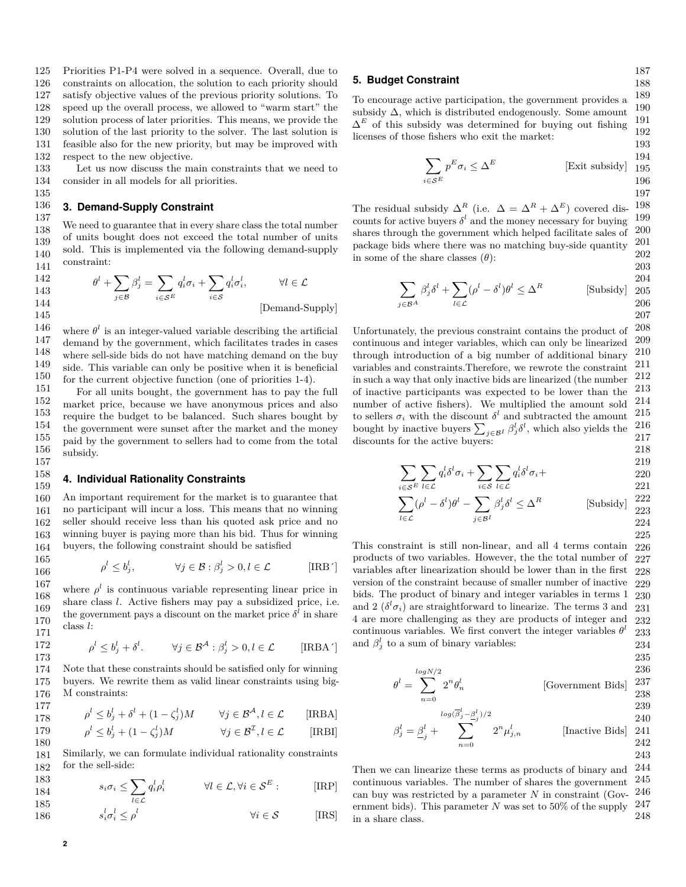Priorities P1-P4 were solved in a sequence. Overall, due to constraints on allocation, the solution to each priority should satisfy objective values of the previous priority solutions. To speed up the overall process, we allowed to "warm start" the solution process of later priorities. This means, we provide the solution of the last priority to the solver. The last solution is feasible also for the new priority, but may be improved with respect to the new objective.

Let us now discuss the main constraints that we need to consider in all models for all priorities.

## 3. Demand-Supply Constraint

We need to guarantee that in every share class the total number of units bought does not exceed the total number of units sold. This is implemented via the following demand-supply constraint:

$$\theta^l + \sum_{j\in\mathcal{B}} \beta^l_j = \sum_{i\in\mathcal{S}^E} q^l_i \sigma_i + \sum_{i\in\mathcal{S}} q^l_i \sigma^l_i, \qquad \forall l \in \mathcal{L} \qquad \text{[Demand-Supply]}$$

where $\theta^l$ is an integer-valued variable describing the artificial demand by the government, which facilitates trades in cases where sell-side bids do not have matching demand on the buy side. This variable can only be positive when it is beneficial for the current objective function (one of priorities 1-4).

For all units bought, the government has to pay the full market price, because we have anonymous prices and also require the budget to be balanced. Such shares bought by the government were sunset after the market and the money paid by the government to sellers had to come from the total subsidy.

## 4. Individual Rationality Constraints

An important requirement for the market is to guarantee that no participant will incur a loss. This means that no winning seller should receive less than his quoted ask price and no winning buyer is paying more than his bid. Thus for winning buyers, the following constraint should be satisfied

$$\rho^l \leq b^l_j, \qquad \forall j \in \mathcal{B} : \beta^l_j > 0, l \in \mathcal{L} \qquad \text{[IRB´]}$$

where $\rho^l$ is continuous variable representing linear price in share class $l$. Active fishers may pay a subsidized price, i.e. the government pays a discount on the market price $\delta^l$ in share class $l$:

$$\rho^l \leq b^l_j + \delta^l. \qquad \forall j \in \mathcal{B}^{\mathcal{A}} : \beta^l_j > 0, l \in \mathcal{L} \qquad \text{[IRBA´]}$$

Note that these constraints should be satisfied only for winning buyers. We rewrite them as valid linear constraints using big-M constraints:

$$\rho^l \leq b^l_j + \delta^l + (1-\zeta^l_j)M \qquad \forall j \in \mathcal{B}^{\mathcal{A}}, l \in \mathcal{L} \qquad \text{[IRBA]}$$

$$\rho^l \leq b^l_j + (1-\zeta^l_j)M \qquad \forall j \in \mathcal{B}^{\mathcal{I}}, l \in \mathcal{L} \qquad \text{[IRBI]}$$

Similarly, we can formulate individual rationality constraints for the sell-side:

$$s_i \sigma_i \leq \sum_{l\in\mathcal{L}} q^l_i \rho^l \qquad \forall l \in \mathcal{L}, \forall i \in \mathcal{S}^E : \qquad \text{[IRP]}$$

$$s^l_i \sigma^l_i \leq \rho^l \qquad \forall i \in \mathcal{S} \qquad \text{[IRS]}$$

## 5. Budget Constraint

To encourage active participation, the government provides a subsidy $\Delta$, which is distributed endogenously. Some amount $\Delta^E$ of this subsidy was determined for buying out fishing licenses of those fishers who exit the market:

$$\sum_{i\in\mathcal{S}^E} p^E \sigma_i \leq \Delta^E \qquad \text{[Exit subsidy]}$$

The residual subsidy $\Delta^R$ (i.e. $\Delta = \Delta^R + \Delta^E$) covered discounts for active buyers $\delta^l$ and the money necessary for buying shares through the government which helped facilitate sales of package bids where there was no matching buy-side quantity in some of the share classes ($\theta$):

$$\sum_{j\in\mathcal{B}^A} \beta^l_j \delta^l + \sum_{l\in\mathcal{L}} (\rho^l - \delta^l)\theta^l \leq \Delta^R \qquad \text{[Subsidy]}$$

Unfortunately, the previous constraint contains the product of continuous and integer variables, which can only be linearized through introduction of a big number of additional binary variables and constraints.Therefore, we rewrote the constraint in such a way that only inactive bids are linearized (the number of inactive participants was expected to be lower than the number of active fishers). We multiplied the amount sold to sellers $\sigma_i$ with the discount $\delta^l$ and subtracted the amount bought by inactive buyers $\sum_{j\in\mathcal{B}^I} \beta^l_j \delta^l$, which also yields the discounts for the active buyers:

$$\sum_{i\in\mathcal{S}^E}\sum_{l\in\mathcal{L}} q^l_i \delta^l \sigma_i + \sum_{i\in\mathcal{S}}\sum_{l\in\mathcal{L}} q^l_i \delta^l \sigma_i + \sum_{l\in\mathcal{L}} (\rho^l - \delta^l)\theta^l - \sum_{j\in\mathcal{B}^I} \beta^l_j \delta^l \leq \Delta^R \qquad \text{[Subsidy]}$$

This constraint is still non-linear, and all 4 terms contain products of two variables. However, the the total number of variables after linearization should be lower than in the first version of the constraint because of smaller number of inactive bids. The product of binary and integer variables in terms 1 and 2 ($\delta^l \sigma_i$) are straightforward to linearize. The terms 3 and 4 are more challenging as they are products of integer and continuous variables. We first convert the integer variables $\theta^l$ and $\beta^l_j$ to a sum of binary variables:

$$\theta^l = \sum_{n=0}^{\log N/2} 2^n \theta^l_n \qquad \text{[Government Bids]}$$

$$\beta^l_j = \underline{\beta}^l_j + \sum_{n=0}^{\log(\overline{\beta}^l_j - \underline{\beta}^l_j)/2} 2^n \mu^l_{j,n} \qquad \text{[Inactive Bids]}$$

Then we can linearize these terms as products of binary and continuous variables. The number of shares the government can buy was restricted by a parameter $N$ in constraint (Government bids). This parameter $N$ was set to 50% of the supply in a share class.